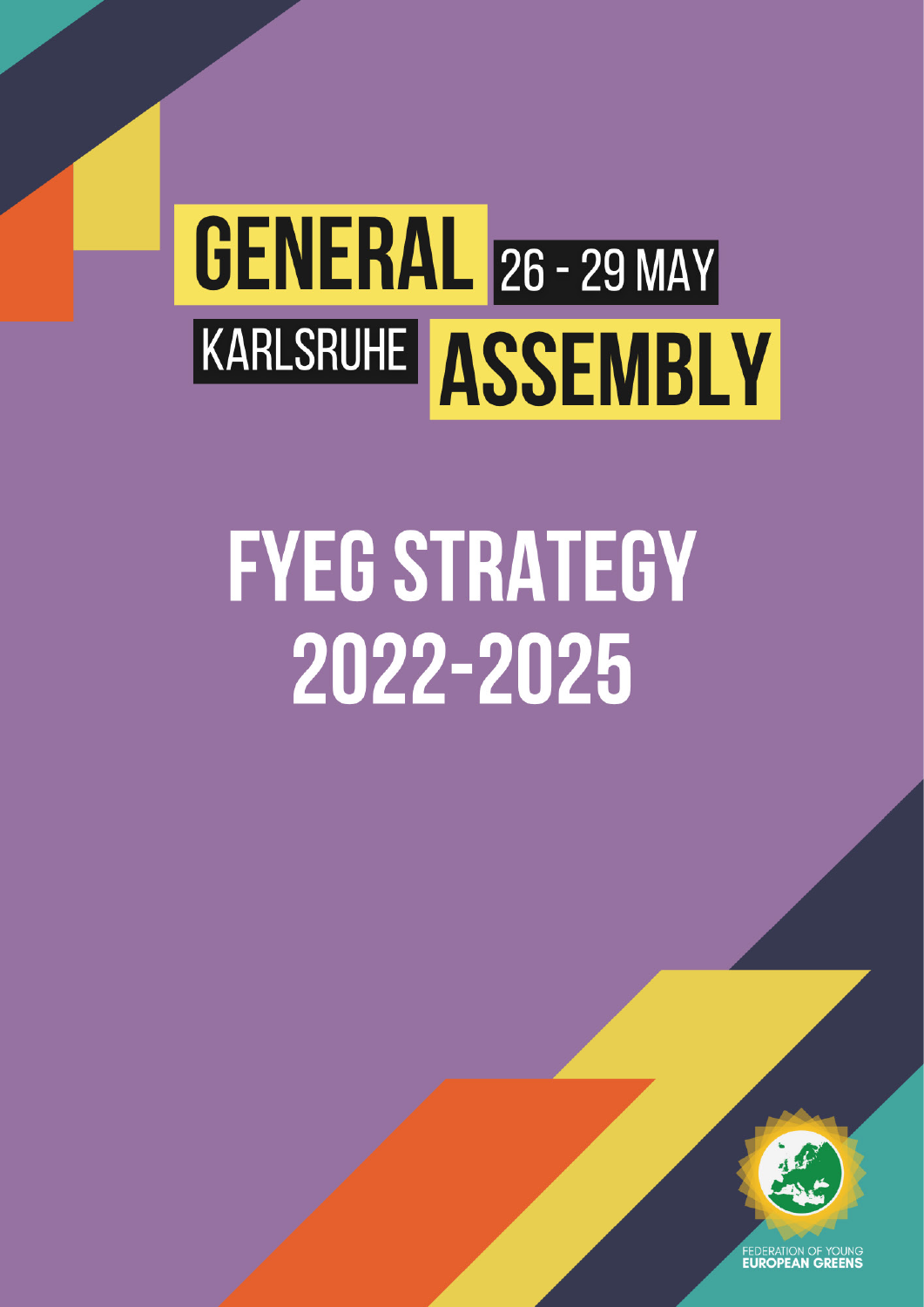GENERAL 26 - 29 MAY

KARLSRUHE ASSEMBLY

# FYEG STRATEGY 2022-2025

FEDERATION OF YOUNG EUROPEAN GREENS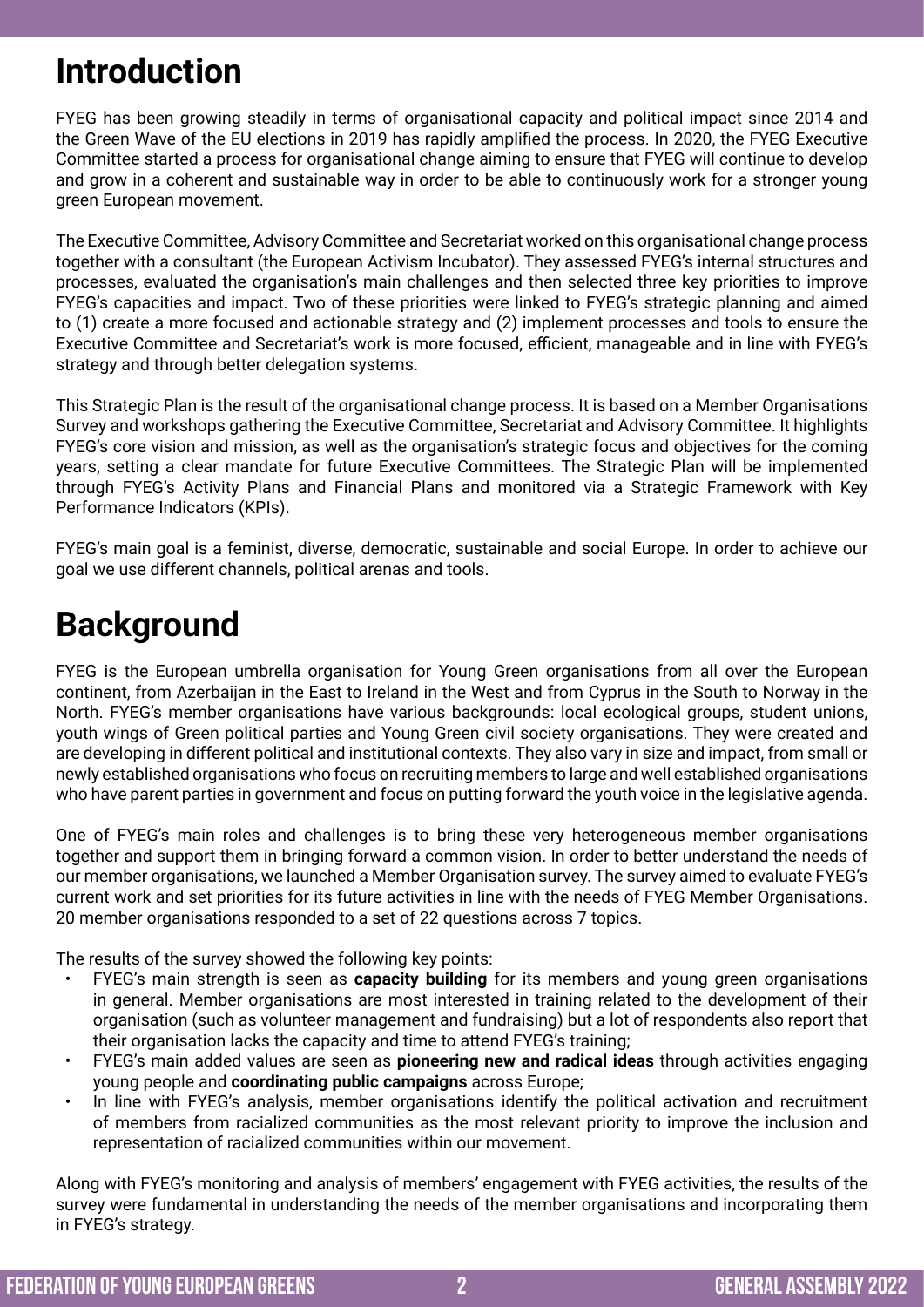# Introduction

FYEG has been growing steadily in terms of organisational capacity and political impact since 2014 and the Green Wave of the EU elections in 2019 has rapidly amplified the process. In 2020, the FYEG Executive Committee started a process for organisational change aiming to ensure that FYEG will continue to develop and grow in a coherent and sustainable way in order to be able to continuously work for a stronger young green European movement.

The Executive Committee, Advisory Committee and Secretariat worked on this organisational change process together with a consultant (the European Activism Incubator). They assessed FYEG's internal structures and processes, evaluated the organisation's main challenges and then selected three key priorities to improve FYEG's capacities and impact. Two of these priorities were linked to FYEG's strategic planning and aimed to (1) create a more focused and actionable strategy and (2) implement processes and tools to ensure the Executive Committee and Secretariat's work is more focused, efficient, manageable and in line with FYEG's strategy and through better delegation systems.

This Strategic Plan is the result of the organisational change process. It is based on a Member Organisations Survey and workshops gathering the Executive Committee, Secretariat and Advisory Committee. It highlights FYEG's core vision and mission, as well as the organisation's strategic focus and objectives for the coming years, setting a clear mandate for future Executive Committees. The Strategic Plan will be implemented through FYEG's Activity Plans and Financial Plans and monitored via a Strategic Framework with Key Performance Indicators (KPIs).

FYEG's main goal is a feminist, diverse, democratic, sustainable and social Europe. In order to achieve our goal we use different channels, political arenas and tools.

# Background

FYEG is the European umbrella organisation for Young Green organisations from all over the European continent, from Azerbaijan in the East to Ireland in the West and from Cyprus in the South to Norway in the North. FYEG's member organisations have various backgrounds: local ecological groups, student unions, youth wings of Green political parties and Young Green civil society organisations. They were created and are developing in different political and institutional contexts. They also vary in size and impact, from small or newly established organisations who focus on recruiting members to large and well established organisations who have parent parties in government and focus on putting forward the youth voice in the legislative agenda.

One of FYEG's main roles and challenges is to bring these very heterogeneous member organisations together and support them in bringing forward a common vision. In order to better understand the needs of our member organisations, we launched a Member Organisation survey. The survey aimed to evaluate FYEG's current work and set priorities for its future activities in line with the needs of FYEG Member Organisations. 20 member organisations responded to a set of 22 questions across 7 topics.

The results of the survey showed the following key points:

- FYEG's main strength is seen as **capacity building** for its members and young green organisations in general. Member organisations are most interested in training related to the development of their organisation (such as volunteer management and fundraising) but a lot of respondents also report that their organisation lacks the capacity and time to attend FYEG's training;
- FYEG's main added values are seen as **pioneering new and radical ideas** through activities engaging young people and **coordinating public campaigns** across Europe;
- In line with FYEG's analysis, member organisations identify the political activation and recruitment of members from racialized communities as the most relevant priority to improve the inclusion and representation of racialized communities within our movement.

Along with FYEG's monitoring and analysis of members' engagement with FYEG activities, the results of the survey were fundamental in understanding the needs of the member organisations and incorporating them in FYEG's strategy.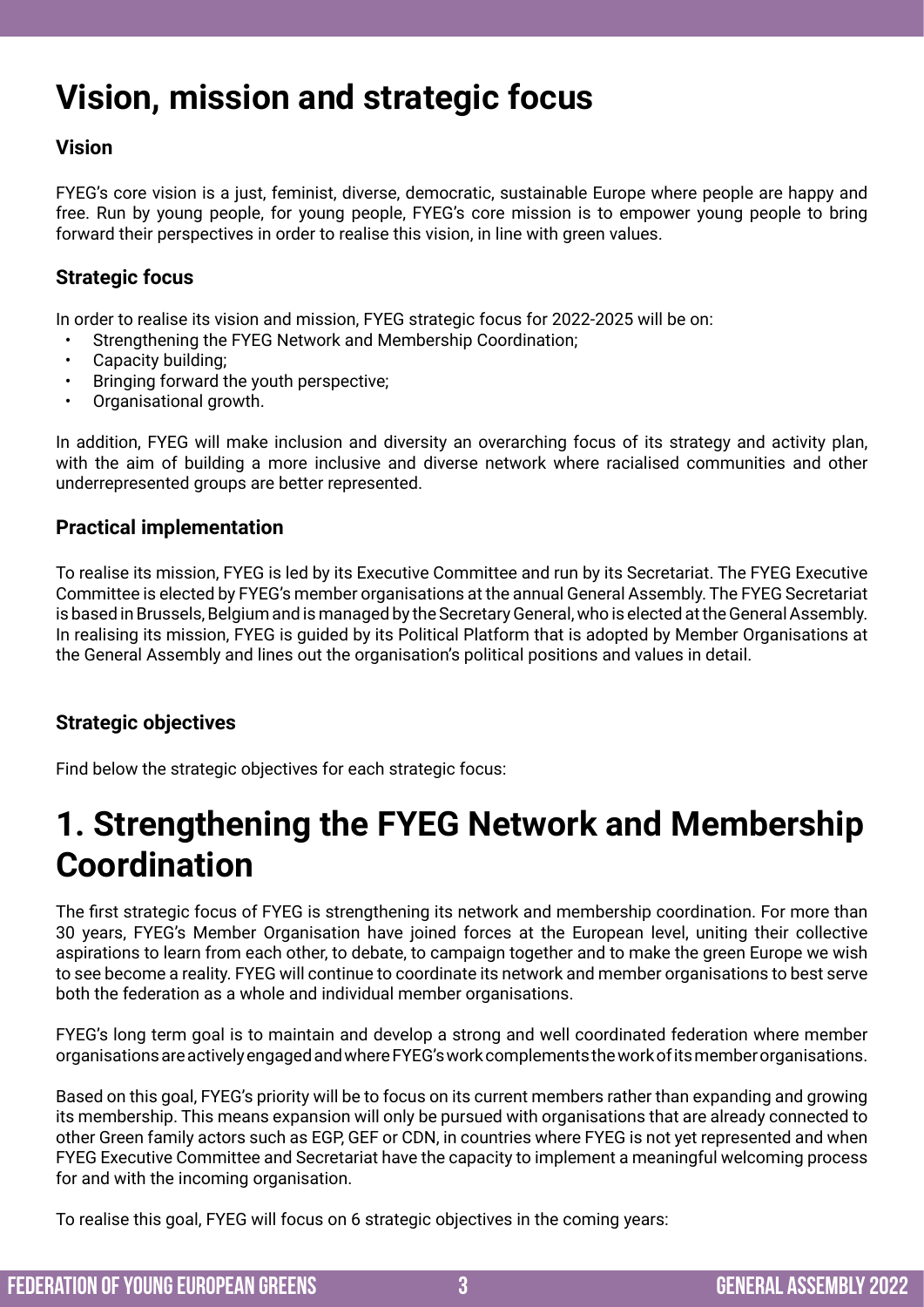# Vision, mission and strategic focus

### Vision

FYEG's core vision is a just, feminist, diverse, democratic, sustainable Europe where people are happy and free. Run by young people, for young people, FYEG's core mission is to empower young people to bring forward their perspectives in order to realise this vision, in line with green values.

### Strategic focus

In order to realise its vision and mission, FYEG strategic focus for 2022-2025 will be on:

- Strengthening the FYEG Network and Membership Coordination;
- Capacity building;
- Bringing forward the youth perspective;
- Organisational growth.

In addition, FYEG will make inclusion and diversity an overarching focus of its strategy and activity plan, with the aim of building a more inclusive and diverse network where racialised communities and other underrepresented groups are better represented.

### Practical implementation

To realise its mission, FYEG is led by its Executive Committee and run by its Secretariat. The FYEG Executive Committee is elected by FYEG's member organisations at the annual General Assembly. The FYEG Secretariat is based in Brussels, Belgium and is managed by the Secretary General, who is elected at the General Assembly. In realising its mission, FYEG is guided by its Political Platform that is adopted by Member Organisations at the General Assembly and lines out the organisation's political positions and values in detail.

### Strategic objectives

Find below the strategic objectives for each strategic focus:

# 1. Strengthening the FYEG Network and Membership Coordination

The first strategic focus of FYEG is strengthening its network and membership coordination. For more than 30 years, FYEG's Member Organisation have joined forces at the European level, uniting their collective aspirations to learn from each other, to debate, to campaign together and to make the green Europe we wish to see become a reality. FYEG will continue to coordinate its network and member organisations to best serve both the federation as a whole and individual member organisations.

FYEG's long term goal is to maintain and develop a strong and well coordinated federation where member organisations are actively engaged and where FYEG's work complements the work of its member organisations.

Based on this goal, FYEG's priority will be to focus on its current members rather than expanding and growing its membership. This means expansion will only be pursued with organisations that are already connected to other Green family actors such as EGP, GEF or CDN, in countries where FYEG is not yet represented and when FYEG Executive Committee and Secretariat have the capacity to implement a meaningful welcoming process for and with the incoming organisation.

To realise this goal, FYEG will focus on 6 strategic objectives in the coming years: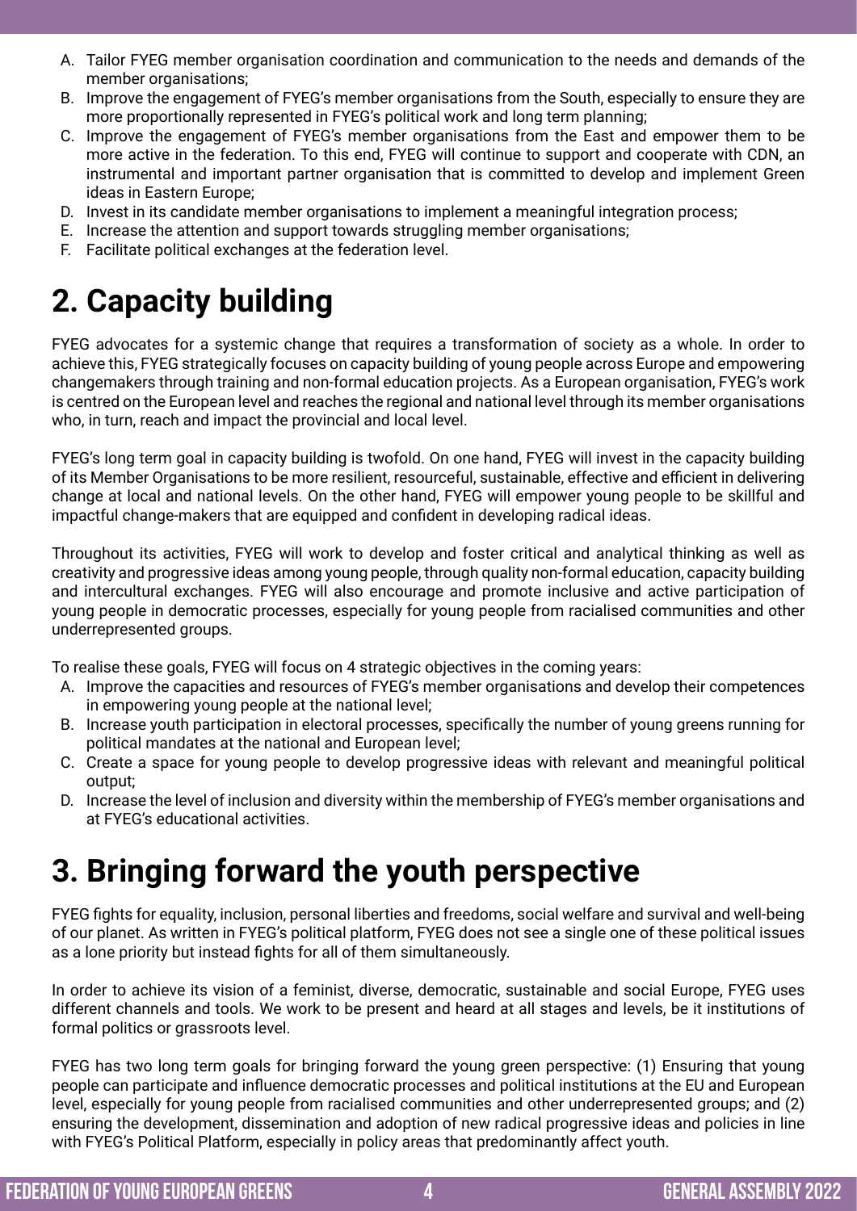A. Tailor FYEG member organisation coordination and communication to the needs and demands of the member organisations;
B. Improve the engagement of FYEG's member organisations from the South, especially to ensure they are more proportionally represented in FYEG's political work and long term planning;
C. Improve the engagement of FYEG's member organisations from the East and empower them to be more active in the federation. To this end, FYEG will continue to support and cooperate with CDN, an instrumental and important partner organisation that is committed to develop and implement Green ideas in Eastern Europe;
D. Invest in its candidate member organisations to implement a meaningful integration process;
E. Increase the attention and support towards struggling member organisations;
F. Facilitate political exchanges at the federation level.

# 2. Capacity building

FYEG advocates for a systemic change that requires a transformation of society as a whole. In order to achieve this, FYEG strategically focuses on capacity building of young people across Europe and empowering changemakers through training and non-formal education projects. As a European organisation, FYEG's work is centred on the European level and reaches the regional and national level through its member organisations who, in turn, reach and impact the provincial and local level.

FYEG's long term goal in capacity building is twofold. On one hand, FYEG will invest in the capacity building of its Member Organisations to be more resilient, resourceful, sustainable, effective and efficient in delivering change at local and national levels. On the other hand, FYEG will empower young people to be skillful and impactful change-makers that are equipped and confident in developing radical ideas.

Throughout its activities, FYEG will work to develop and foster critical and analytical thinking as well as creativity and progressive ideas among young people, through quality non-formal education, capacity building and intercultural exchanges. FYEG will also encourage and promote inclusive and active participation of young people in democratic processes, especially for young people from racialised communities and other underrepresented groups.

To realise these goals, FYEG will focus on 4 strategic objectives in the coming years:

A. Improve the capacities and resources of FYEG's member organisations and develop their competences in empowering young people at the national level;
B. Increase youth participation in electoral processes, specifically the number of young greens running for political mandates at the national and European level;
C. Create a space for young people to develop progressive ideas with relevant and meaningful political output;
D. Increase the level of inclusion and diversity within the membership of FYEG's member organisations and at FYEG's educational activities.

# 3. Bringing forward the youth perspective

FYEG fights for equality, inclusion, personal liberties and freedoms, social welfare and survival and well-being of our planet. As written in FYEG's political platform, FYEG does not see a single one of these political issues as a lone priority but instead fights for all of them simultaneously.

In order to achieve its vision of a feminist, diverse, democratic, sustainable and social Europe, FYEG uses different channels and tools. We work to be present and heard at all stages and levels, be it institutions of formal politics or grassroots level.

FYEG has two long term goals for bringing forward the young green perspective: (1) Ensuring that young people can participate and influence democratic processes and political institutions at the EU and European level, especially for young people from racialised communities and other underrepresented groups; and (2) ensuring the development, dissemination and adoption of new radical progressive ideas and policies in line with FYEG's Political Platform, especially in policy areas that predominantly affect youth.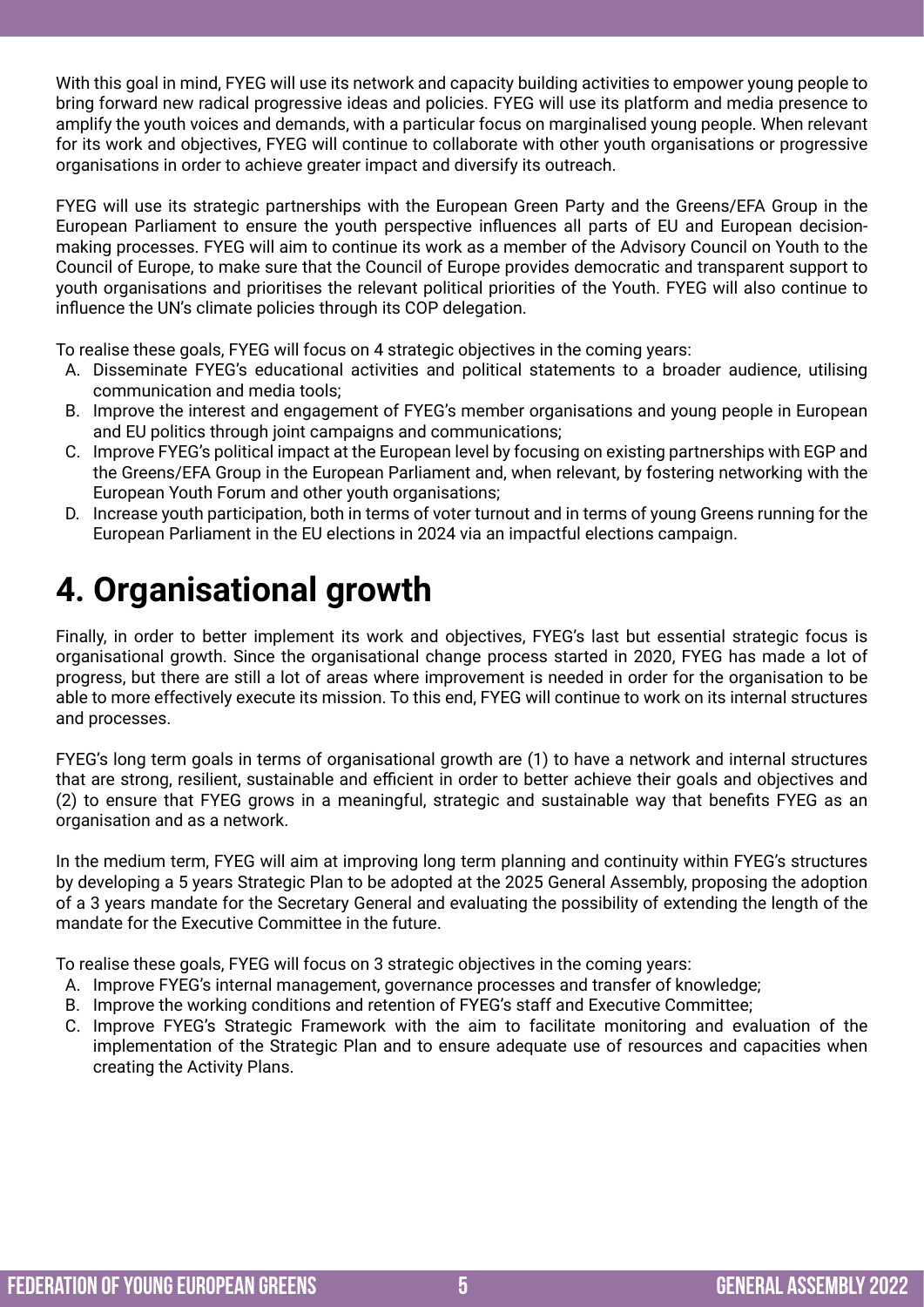With this goal in mind, FYEG will use its network and capacity building activities to empower young people to bring forward new radical progressive ideas and policies. FYEG will use its platform and media presence to amplify the youth voices and demands, with a particular focus on marginalised young people. When relevant for its work and objectives, FYEG will continue to collaborate with other youth organisations or progressive organisations in order to achieve greater impact and diversify its outreach.

FYEG will use its strategic partnerships with the European Green Party and the Greens/EFA Group in the European Parliament to ensure the youth perspective influences all parts of EU and European decision-making processes. FYEG will aim to continue its work as a member of the Advisory Council on Youth to the Council of Europe, to make sure that the Council of Europe provides democratic and transparent support to youth organisations and prioritises the relevant political priorities of the Youth. FYEG will also continue to influence the UN's climate policies through its COP delegation.

To realise these goals, FYEG will focus on 4 strategic objectives in the coming years:

A. Disseminate FYEG's educational activities and political statements to a broader audience, utilising communication and media tools;
B. Improve the interest and engagement of FYEG's member organisations and young people in European and EU politics through joint campaigns and communications;
C. Improve FYEG's political impact at the European level by focusing on existing partnerships with EGP and the Greens/EFA Group in the European Parliament and, when relevant, by fostering networking with the European Youth Forum and other youth organisations;
D. Increase youth participation, both in terms of voter turnout and in terms of young Greens running for the European Parliament in the EU elections in 2024 via an impactful elections campaign.

# 4. Organisational growth

Finally, in order to better implement its work and objectives, FYEG's last but essential strategic focus is organisational growth. Since the organisational change process started in 2020, FYEG has made a lot of progress, but there are still a lot of areas where improvement is needed in order for the organisation to be able to more effectively execute its mission. To this end, FYEG will continue to work on its internal structures and processes.

FYEG's long term goals in terms of organisational growth are (1) to have a network and internal structures that are strong, resilient, sustainable and efficient in order to better achieve their goals and objectives and (2) to ensure that FYEG grows in a meaningful, strategic and sustainable way that benefits FYEG as an organisation and as a network.

In the medium term, FYEG will aim at improving long term planning and continuity within FYEG's structures by developing a 5 years Strategic Plan to be adopted at the 2025 General Assembly, proposing the adoption of a 3 years mandate for the Secretary General and evaluating the possibility of extending the length of the mandate for the Executive Committee in the future.

To realise these goals, FYEG will focus on 3 strategic objectives in the coming years:

A. Improve FYEG's internal management, governance processes and transfer of knowledge;
B. Improve the working conditions and retention of FYEG's staff and Executive Committee;
C. Improve FYEG's Strategic Framework with the aim to facilitate monitoring and evaluation of the implementation of the Strategic Plan and to ensure adequate use of resources and capacities when creating the Activity Plans.